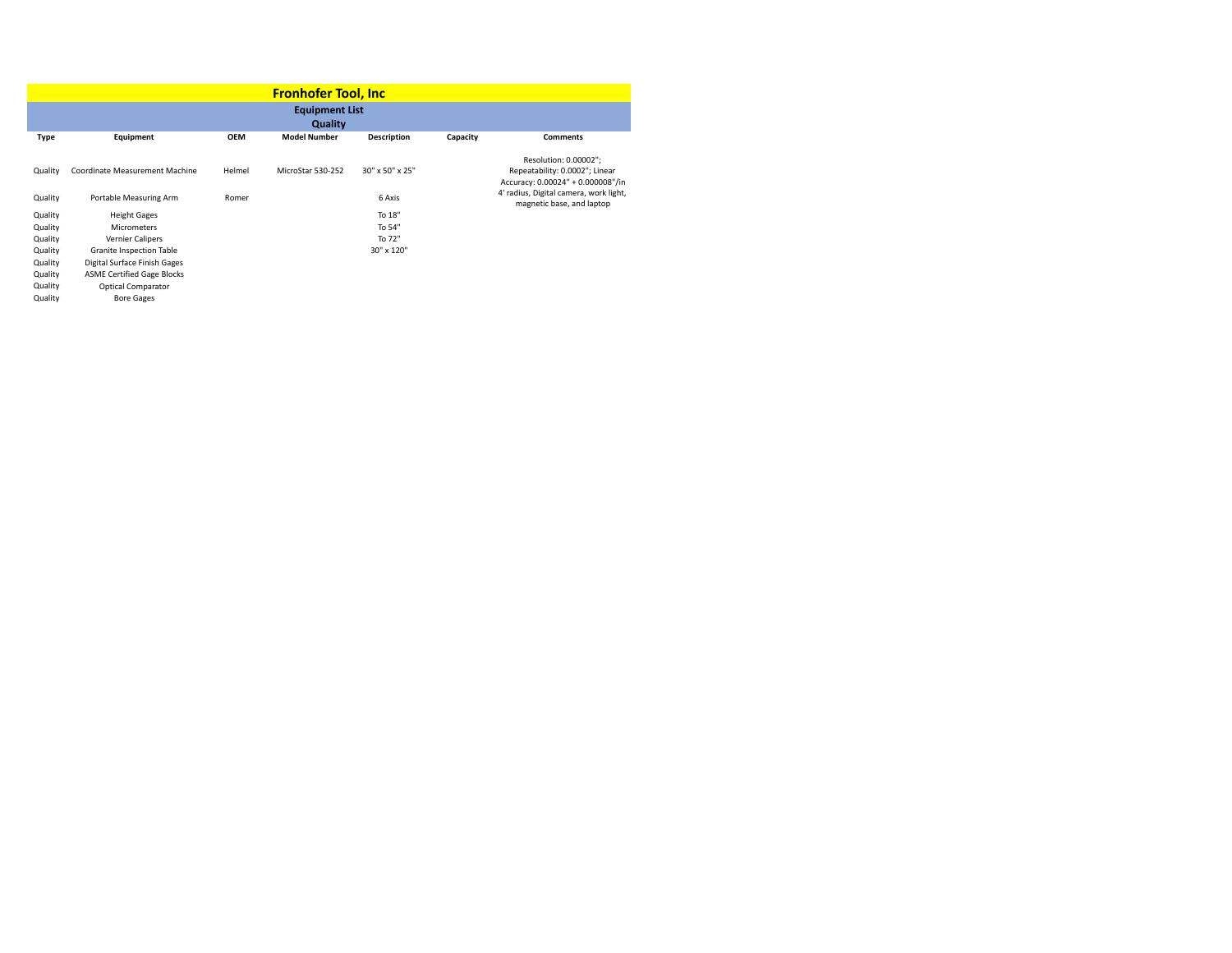# Fronhofer Tool, Inc

## Equipment List

### Quality

| Type | Equipment | OEM | Model Number | Description | Capacity | Comments |
|---|---|---|---|---|---|---|
| Quality | Coordinate Measurement Machine | Helmel | MicroStar 530-252 | 30" x 50" x 25" | | Resolution: 0.00002"; Repeatability: 0.0002"; Linear Accuracy: 0.00024" + 0.000008"/in |
| Quality | Portable Measuring Arm | Romer | | 6 Axis | | 4' radius, Digital camera, work light, magnetic base, and laptop |
| Quality | Height Gages | | | To 18" | | |
| Quality | Micrometers | | | To 54" | | |
| Quality | Vernier Calipers | | | To 72" | | |
| Quality | Granite Inspection Table | | | 30" x 120" | | |
| Quality | Digital Surface Finish Gages | | | | | |
| Quality | ASME Certified Gage Blocks | | | | | |
| Quality | Optical Comparator | | | | | |
| Quality | Bore Gages | | | | | |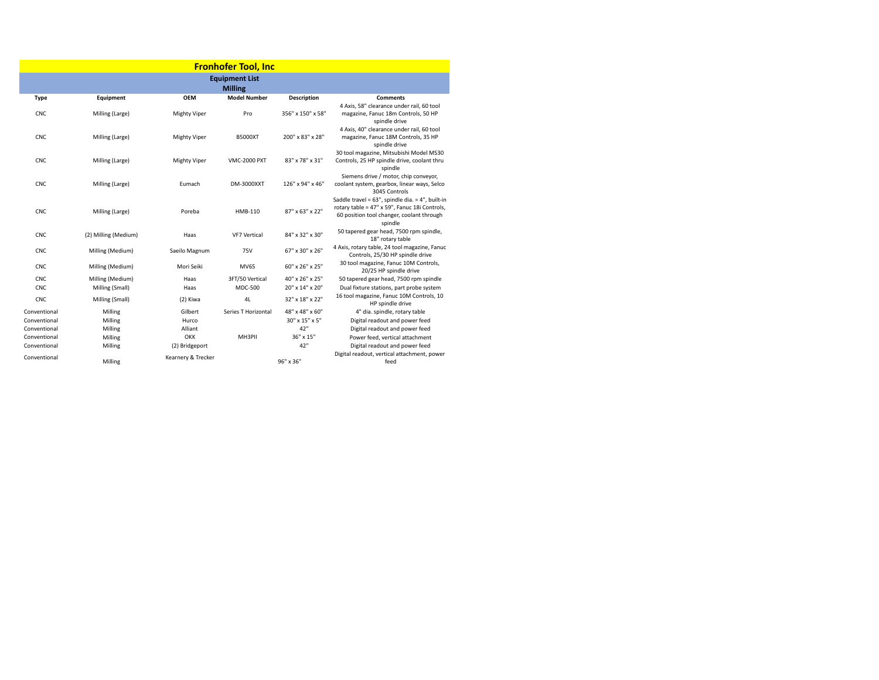# Fronhofer Tool, Inc

## Equipment List

### Milling

| Type | Equipment | OEM | Model Number | Description | Comments |
|---|---|---|---|---|---|
| CNC | Milling (Large) | Mighty Viper | Pro | 356" x 150" x 58" | 4 Axis, 58" clearance under rail, 60 tool magazine, Fanuc 18m Controls, 50 HP spindle drive |
| CNC | Milling (Large) | Mighty Viper | B5000XT | 200" x 83" x 28" | 4 Axis, 40" clearance under rail, 60 tool magazine, Fanuc 18M Controls, 35 HP spindle drive |
| CNC | Milling (Large) | Mighty Viper | VMC-2000 PXT | 83" x 78" x 31" | 30 tool magazine, Mitsubishi Model MS30 Controls, 25 HP spindle drive, coolant thru spindle |
| CNC | Milling (Large) | Eumach | DM-3000XXT | 126" x 94" x 46" | Siemens drive / motor, chip conveyor, coolant system, gearbox, linear ways, Selco 3045 Controls |
| CNC | Milling (Large) | Poreba | HMB-110 | 87" x 63" x 22" | Saddle travel = 63", spindle dia. = 4", built-in rotary table = 47" x 59", Fanuc 18i Controls, 60 position tool changer, coolant through spindle |
| CNC | (2) Milling (Medium) | Haas | VF7 Vertical | 84" x 32" x 30" | 50 tapered gear head, 7500 rpm spindle, 18" rotary table |
| CNC | Milling (Medium) | Saeilo Magnum | 75V | 67" x 30" x 26" | 4 Axis, rotary table, 24 tool magazine, Fanuc Controls, 25/30 HP spindle drive |
| CNC | Milling (Medium) | Mori Seiki | MV65 | 60" x 26" x 25" | 30 tool magazine, Fanuc 10M Controls, 20/25 HP spindle drive |
| CNC | Milling (Medium) | Haas | 3FT/50 Vertical | 40" x 26" x 25" | 50 tapered gear head, 7500 rpm spindle |
| CNC | Milling (Small) | Haas | MDC-500 | 20" x 14" x 20" | Dual fixture stations, part probe system |
| CNC | Milling (Small) | (2) Kiwa | 4L | 32" x 18" x 22" | 16 tool magazine, Fanuc 10M Controls, 10 HP spindle drive |
| Conventional | Milling | Gilbert | Series T Horizontal | 48" x 48" x 60" | 4" dia. spindle, rotary table |
| Conventional | Milling | Hurco | | 30" x 15" x 5" | Digital readout and power feed |
| Conventional | Milling | Alliant | | 42" | Digital readout and power feed |
| Conventional | Milling | OKK | MH3PII | 36" x 15" | Power feed, vertical attachment |
| Conventional | Milling | (2) Bridgeport | | 42" | Digital readout and power feed |
| Conventional | Milling | Kearnery & Trecker | | 96" x 36" | Digital readout, vertical attachment, power feed |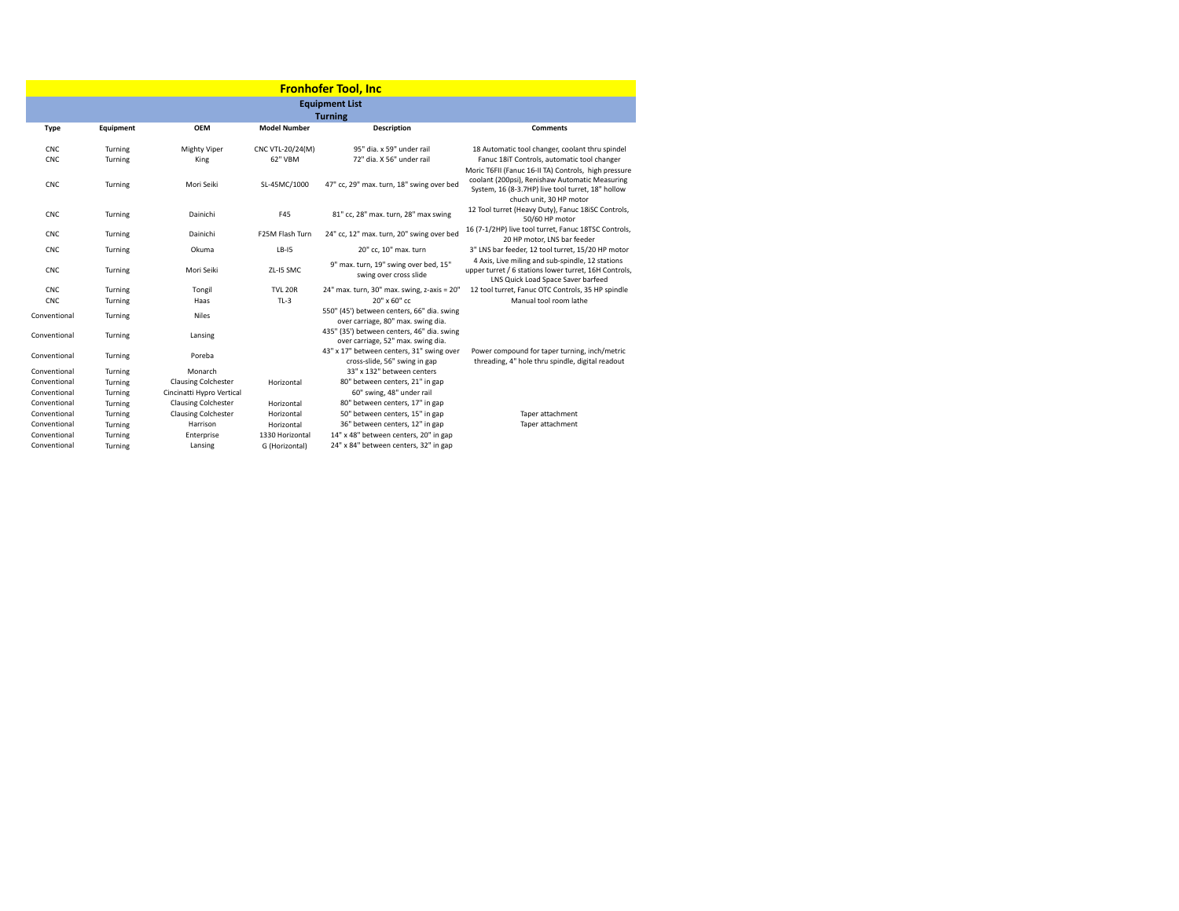# Fronhofer Tool, Inc

## Equipment List

### Turning

| Type | Equipment | OEM | Model Number | Description | Comments |
|---|---|---|---|---|---|
| CNC | Turning | Mighty Viper | CNC VTL-20/24(M) | 95" dia. x 59" under rail | 18 Automatic tool changer, coolant thru spindel |
| CNC | Turning | King | 62" VBM | 72" dia. X 56" under rail | Fanuc 18iT Controls, automatic tool changer |
| CNC | Turning | Mori Seiki | SL-45MC/1000 | 47" cc, 29" max. turn, 18" swing over bed | Moric T6FII (Fanuc 16-II TA) Controls, high pressure coolant (200psi), Renishaw Automatic Measuring System, 16 (8-3.7HP) live tool turret, 18" hollow chuch unit, 30 HP motor |
| CNC | Turning | Dainichi | F45 | 81" cc, 28" max. turn, 28" max swing | 12 Tool turret (Heavy Duty), Fanuc 18iSC Controls, 50/60 HP motor |
| CNC | Turning | Dainichi | F25M Flash Turn | 24" cc, 12" max. turn, 20" swing over bed | 16 (7-1/2HP) live tool turret, Fanuc 18TSC Controls, 20 HP motor, LNS bar feeder |
| CNC | Turning | Okuma | LB-l5 | 20" cc, 10" max. turn | 3" LNS bar feeder, 12 tool turret, 15/20 HP motor |
| CNC | Turning | Mori Seiki | ZL-I5 SMC | 9" max. turn, 19" swing over bed, 15" swing over cross slide | 4 Axis, Live miling and sub-spindle, 12 stations upper turret / 6 stations lower turret, 16H Controls, LNS Quick Load Space Saver barfeed |
| CNC | Turning | Tongil | TVL 20R | 24" max. turn, 30" max. swing, z-axis = 20" | 12 tool turret, Fanuc OTC Controls, 35 HP spindle |
| CNC | Turning | Haas | TL-3 | 20" x 60" cc | Manual tool room lathe |
| Conventional | Turning | Niles | | 550" (45') between centers, 66" dia. swing over carriage, 80" max. swing dia. | |
| Conventional | Turning | Lansing | | 435" (35') between centers, 46" dia. swing over carriage, 52" max. swing dia. | |
| Conventional | Turning | Poreba | | 43" x 17" between centers, 31" swing over cross-slide, 56" swing in gap | Power compound for taper turning, inch/metric threading, 4" hole thru spindle, digital readout |
| Conventional | Turning | Monarch | | 33" x 132" between centers | |
| Conventional | Turning | Clausing Colchester | Horizontal | 80" between centers, 21" in gap | |
| Conventional | Turning | Cincinatti Hypro Vertical | | 60" swing, 48" under rail | |
| Conventional | Turning | Clausing Colchester | Horizontal | 80" between centers, 17" in gap | |
| Conventional | Turning | Clausing Colchester | Horizontal | 50" between centers, 15" in gap | Taper attachment |
| Conventional | Turning | Harrison | Horizontal | 36" between centers, 12" in gap | Taper attachment |
| Conventional | Turning | Enterprise | 1330 Horizontal | 14" x 48" between centers, 20" in gap | |
| Conventional | Turning | Lansing | G (Horizontal) | 24" x 84" between centers, 32" in gap | |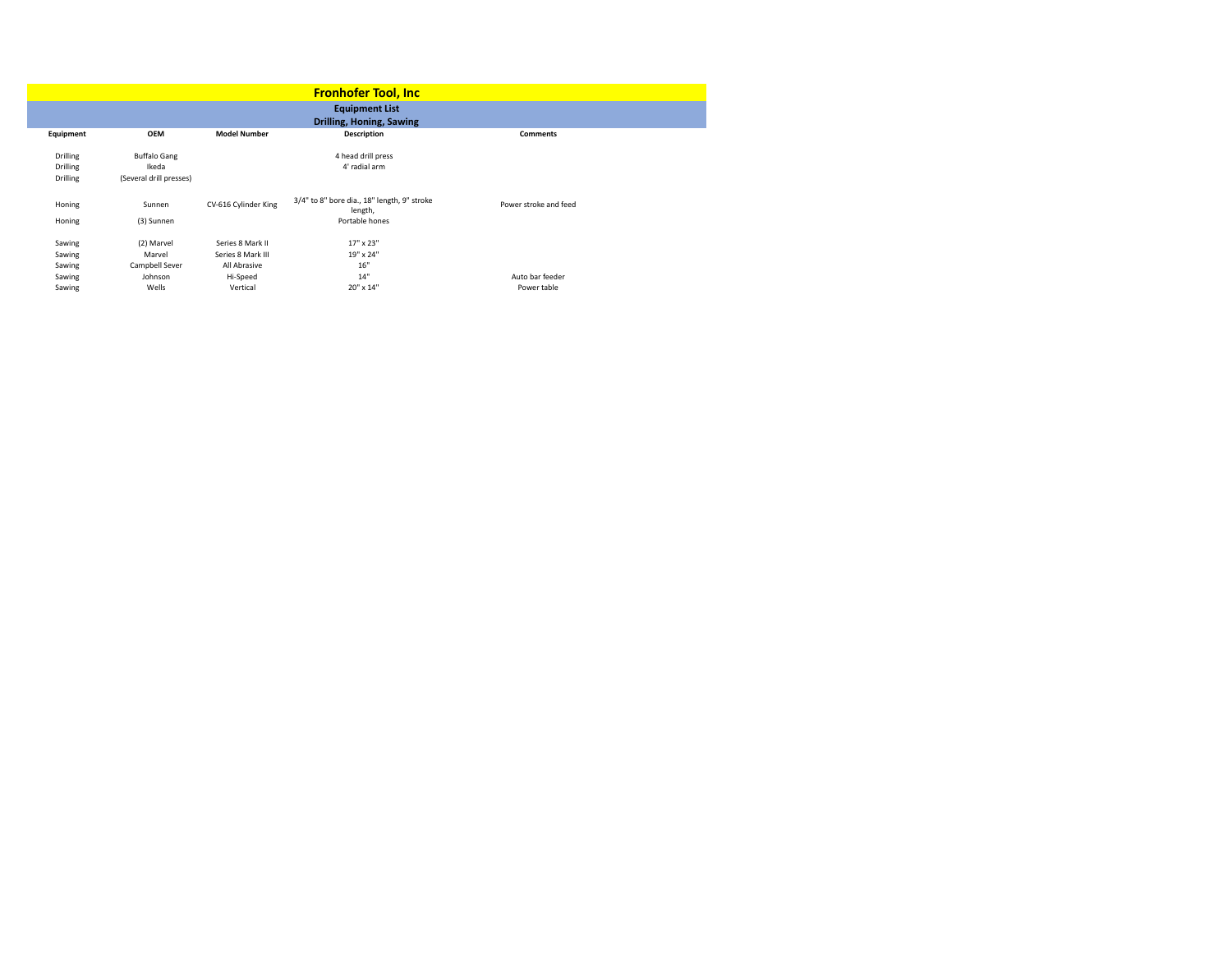# Fronhofer Tool, Inc

## Equipment List

### Drilling, Honing, Sawing

| Equipment | OEM | Model Number | Description | Comments |
|---|---|---|---|---|
| Drilling | Buffalo Gang | | 4 head drill press | |
| Drilling | Ikeda | | 4' radial arm | |
| Drilling | (Several drill presses) | | | |
| Honing | Sunnen | CV-616 Cylinder King | 3/4" to 8" bore dia., 18" length, 9" stroke length, | Power stroke and feed |
| Honing | (3) Sunnen | | Portable hones | |
| Sawing | (2) Marvel | Series 8 Mark II | 17" x 23" | |
| Sawing | Marvel | Series 8 Mark III | 19" x 24" | |
| Sawing | Campbell Sever | All Abrasive | 16" | |
| Sawing | Johnson | Hi-Speed | 14" | Auto bar feeder |
| Sawing | Wells | Vertical | 20" x 14" | Power table |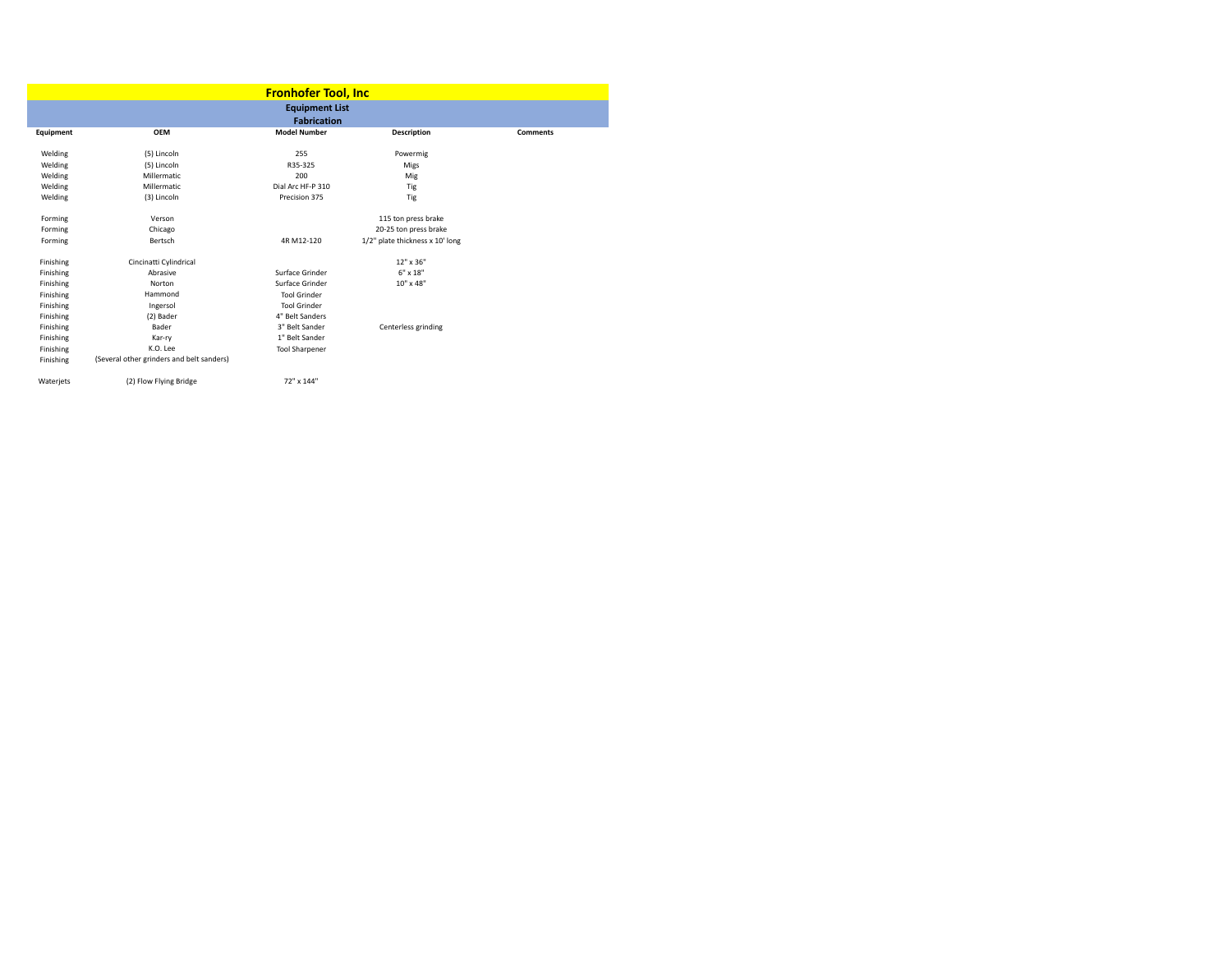# Fronhofer Tool, Inc

## Equipment List

### Fabrication

| Equipment | OEM | Model Number | Description | Comments |
|---|---|---|---|---|
| Welding | (5) Lincoln | 255 | Powermig | |
| Welding | (5) Lincoln | R35-325 | Migs | |
| Welding | Millermatic | 200 | Mig | |
| Welding | Millermatic | Dial Arc HF-P 310 | Tig | |
| Welding | (3) Lincoln | Precision 375 | Tig | |
| Forming | Verson | | 115 ton press brake | |
| Forming | Chicago | | 20-25 ton press brake | |
| Forming | Bertsch | 4R M12-120 | 1/2" plate thickness x 10' long | |
| Finishing | Cincinatti Cylindrical | | 12" x 36" | |
| Finishing | Abrasive | Surface Grinder | 6" x 18" | |
| Finishing | Norton | Surface Grinder | 10" x 48" | |
| Finishing | Hammond | Tool Grinder | | |
| Finishing | Ingersol | Tool Grinder | | |
| Finishing | (2) Bader | 4" Belt Sanders | | |
| Finishing | Bader | 3" Belt Sander | Centerless grinding | |
| Finishing | Kar-ry | 1" Belt Sander | | |
| Finishing | K.O. Lee | Tool Sharpener | | |
| Finishing | (Several other grinders and belt sanders) | | | |
| Waterjets | (2) Flow Flying Bridge | 72" x 144" | | |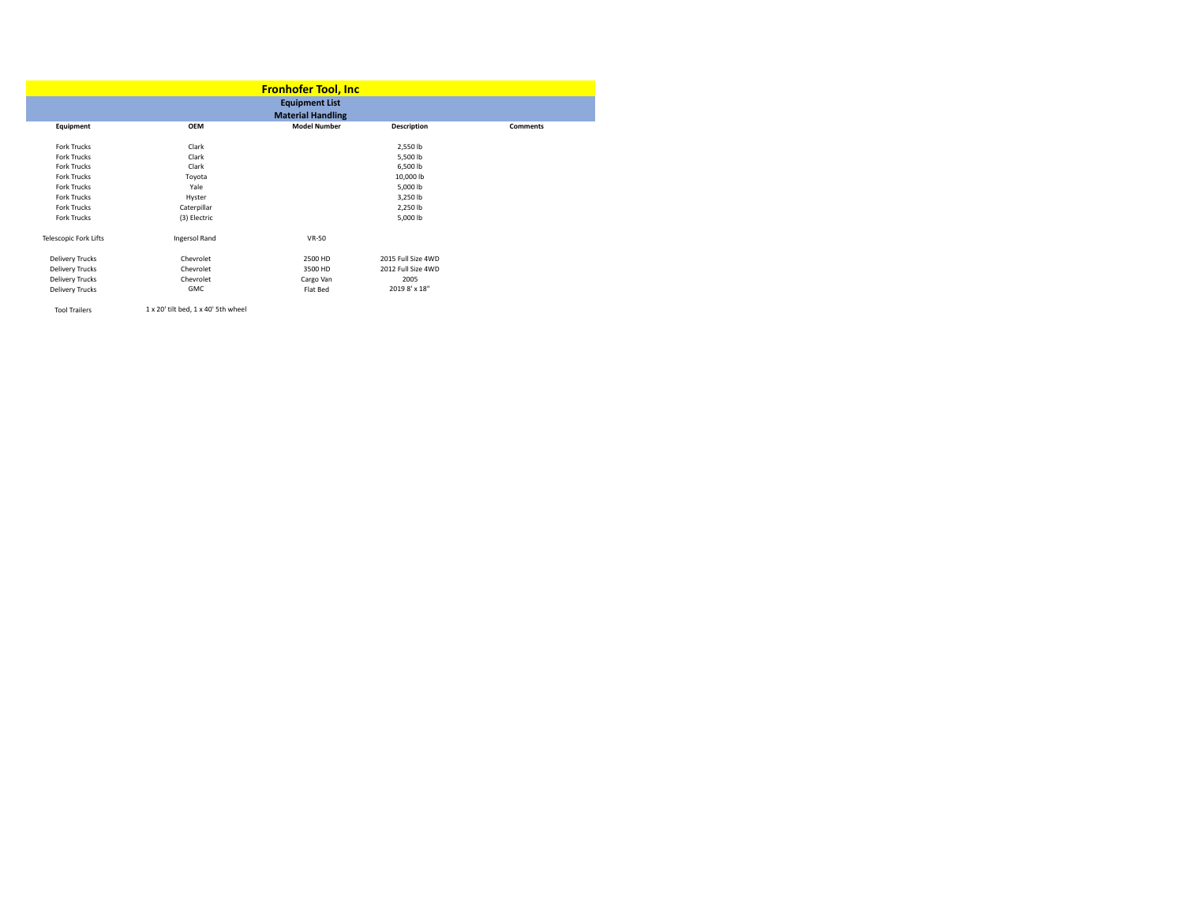# Fronhofer Tool, Inc

## Equipment List

### Material Handling

| Equipment | OEM | Model Number | Description | Comments |
| --- | --- | --- | --- | --- |
| Fork Trucks | Clark | | 2,550 lb | |
| Fork Trucks | Clark | | 5,500 lb | |
| Fork Trucks | Clark | | 6,500 lb | |
| Fork Trucks | Toyota | | 10,000 lb | |
| Fork Trucks | Yale | | 5,000 lb | |
| Fork Trucks | Hyster | | 3,250 lb | |
| Fork Trucks | Caterpillar | | 2,250 lb | |
| Fork Trucks | (3) Electric | | 5,000 lb | |
| Telescopic Fork Lifts | Ingersol Rand | VR-50 | | |
| Delivery Trucks | Chevrolet | 2500 HD | 2015 Full Size 4WD | |
| Delivery Trucks | Chevrolet | 3500 HD | 2012 Full Size 4WD | |
| Delivery Trucks | Chevrolet | Cargo Van | 2005 | |
| Delivery Trucks | GMC | Flat Bed | 2019 8' x 18" | |
| Tool Trailers | 1 x 20' tilt bed, 1 x 40' 5th wheel | | | |